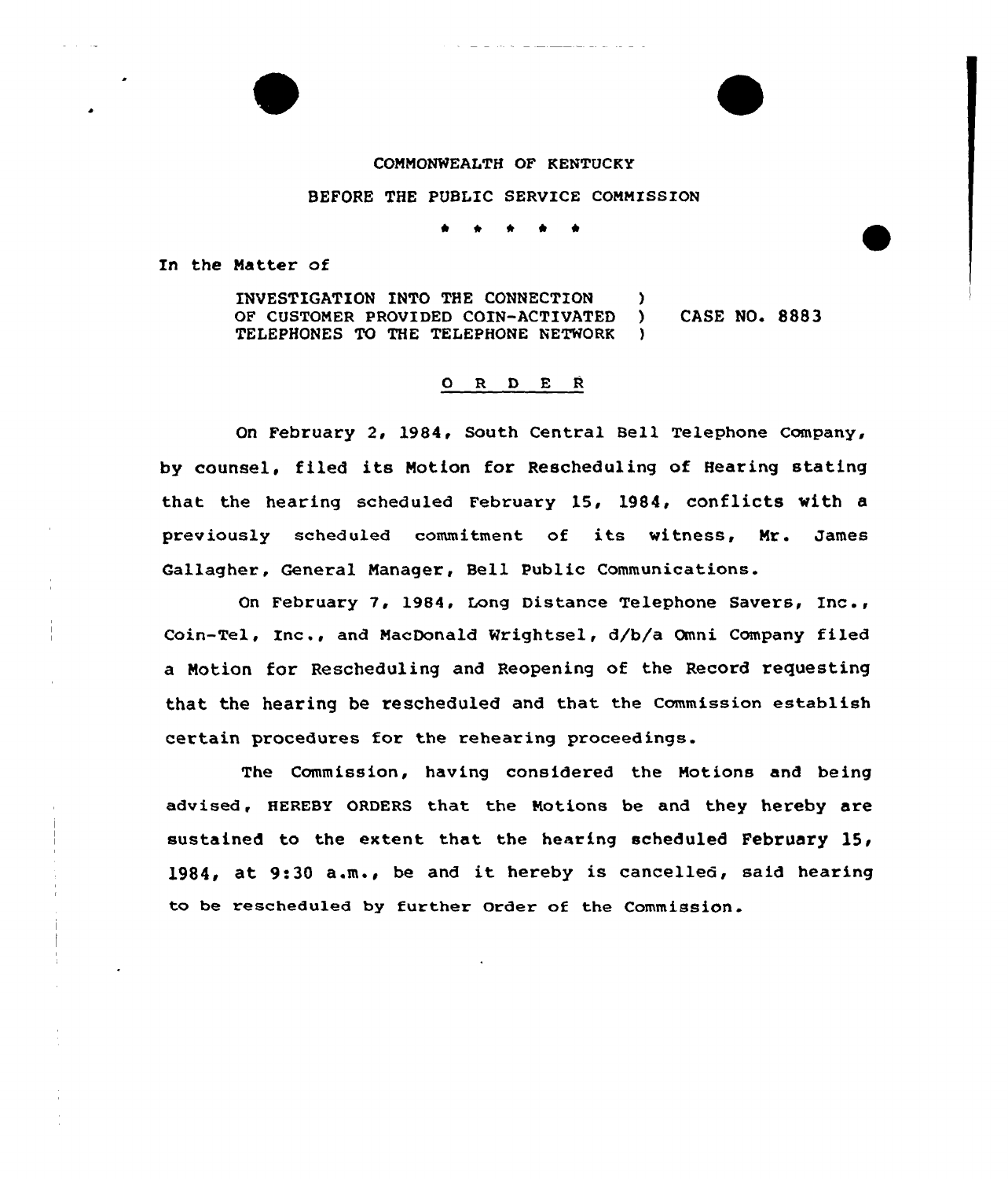COMMONWEALTH OF KENTUCKY

BEFORE THE PUBLIC SERVICE COMMISSION

\* \* \* \* \*

In the Matter of

INVESTIGATION INTO THE CONNECTION OF CUSTOMER PROVIDED COIN-ACTIVATED TELEPHONES TO THE TELEPHONE NETWORK ) CASE NO. 8883

O R D E R

On February 2, 1984, South Central Bell Telephone Company, by counsel, filed its Motion for Rescheduling of Hearing stating that the hearing scheduled February 15, 1984, conflicts with a previously scheduled commitment of its witness, Mr. James Gallagher, General Manager, Bell Public Communications.

On February 7, 1984, Long Distance Telephone Savers, Inc., Coin-Tel, Inc., and MacDonald Wrightsel, d/b/a Omni Company filed a Motion for Rescheduling and Reopening of the Record requesting that the hearing be rescheduled and that the Commission establish certain procedures for the rehearing proceedings.

The Commission, having considered the Motions and being advised, HEREBY ORDERS that the Motions be and they hereby are sustained to the extent that the hearing scheduled February 15, 1984, at 9:30 a.m., be and it hereby is cancelled, said hearing to be rescheduled by further Order of the Commission.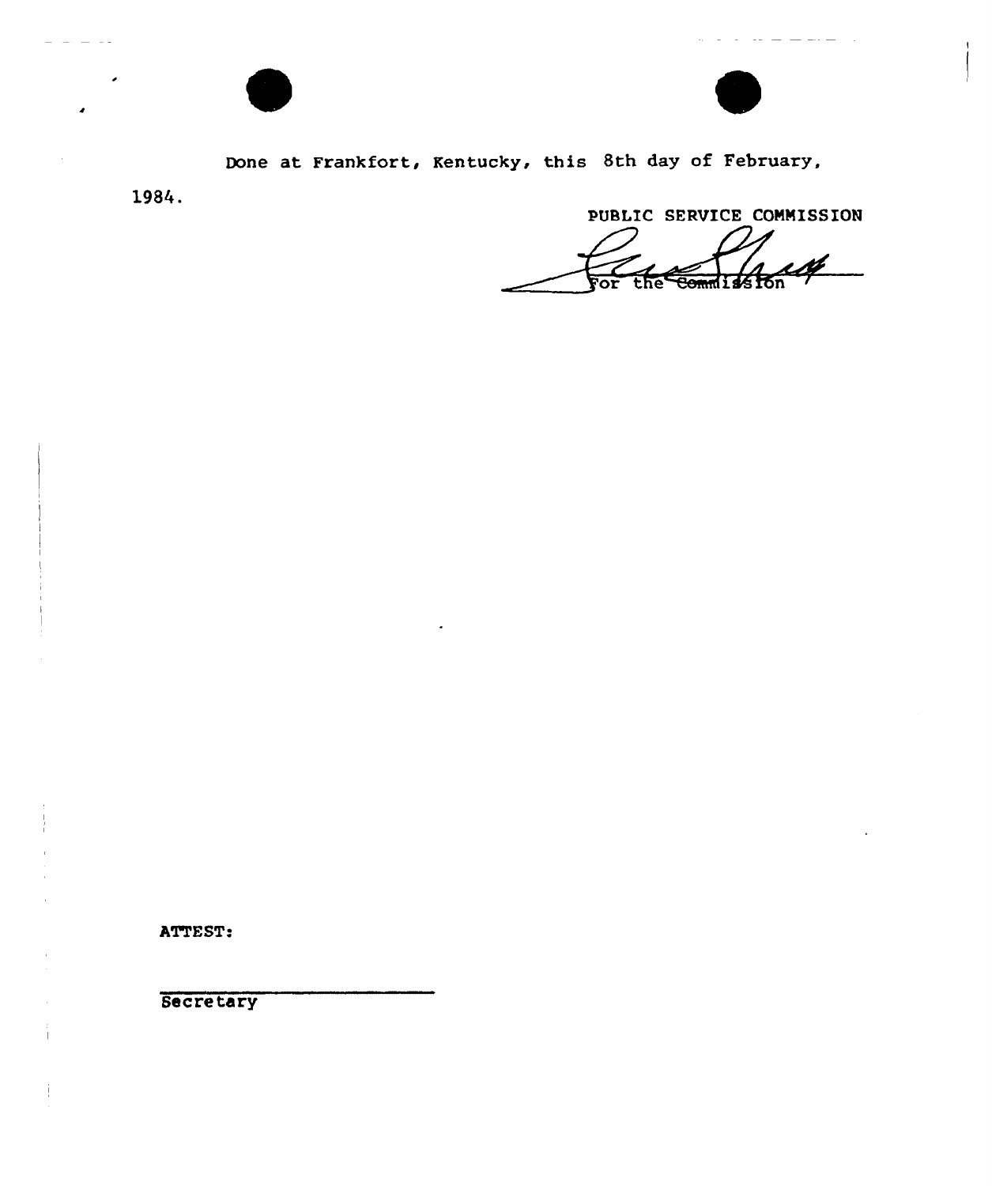Done at Frankfort, Kentucky, this 8th day of February, 1984.

PUBLIC SERVICE COMMISSION

For the Commission

ATTEST:

Secretary